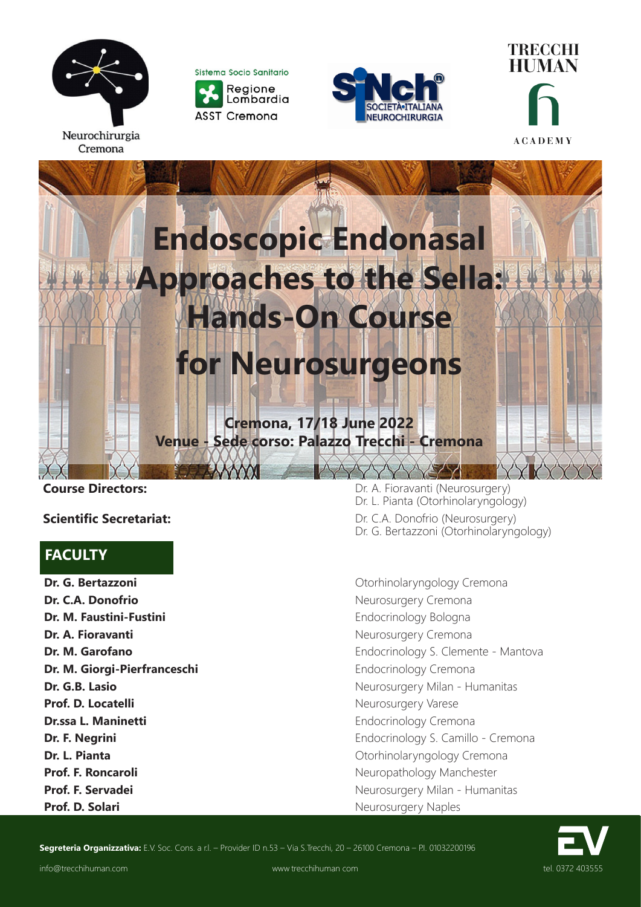Neurochirurgia Cremona

Sistema Socio Sanitario Regione Lombardia ASST Cremona

SINch SOCIETÀ ITALIANA NEUROCHIRURGIA

TRECCHI HUMAN ACADEMY

# Endoscopic Endonasal Approaches to the Sella: Hands-On Course for Neurosurgeons

**Cremona, 17/18 June 2022**

**Venue - Sede corso: Palazzo Trecchi - Cremona**

**Course Directors:**
Dr. A. Fioravanti (Neurosurgery)
Dr. L. Pianta (Otorhinolaryngology)

**Scientific Secretariat:**
Dr. C.A. Donofrio (Neurosurgery)
Dr. G. Bertazzoni (Otorhinolaryngology)

## FACULTY

| | |
|---|---|
| **Dr. G. Bertazzoni** | Otorhinolaryngology Cremona |
| **Dr. C.A. Donofrio** | Neurosurgery Cremona |
| **Dr. M. Faustini-Fustini** | Endocrinology Bologna |
| **Dr. A. Fioravanti** | Neurosurgery Cremona |
| **Dr. M. Garofano** | Endocrinology S. Clemente - Mantova |
| **Dr. M. Giorgi-Pierfranceschi** | Endocrinology Cremona |
| **Dr. G.B. Lasio** | Neurosurgery Milan - Humanitas |
| **Prof. D. Locatelli** | Neurosurgery Varese |
| **Dr.ssa L. Maninetti** | Endocrinology Cremona |
| **Dr. F. Negrini** | Endocrinology S. Camillo - Cremona |
| **Dr. L. Pianta** | Otorhinolaryngology Cremona |
| **Prof. F. Roncaroli** | Neuropathology Manchester |
| **Prof. F. Servadei** | Neurosurgery Milan - Humanitas |
| **Prof. D. Solari** | Neurosurgery Naples |

**Segreteria Organizzativa:** E.V. Soc. Cons. a r.l. – Provider ID n.53 – Via S.Trecchi, 20 – 26100 Cremona – P.I. 01032200196

info@trecchihuman.com www.trecchihuman.com tel. 0372 403555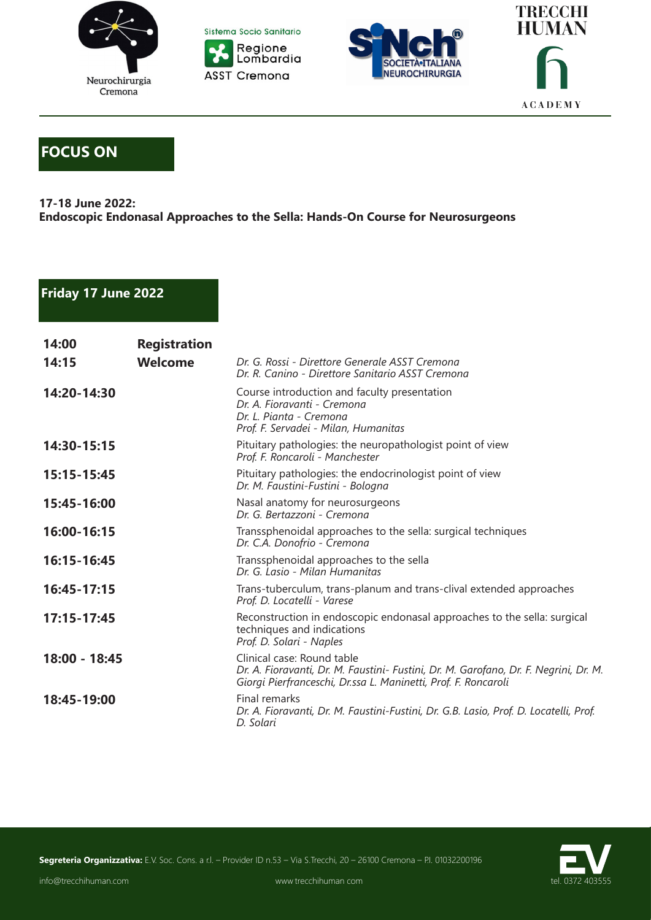## FOCUS ON

**17-18 June 2022:**
**Endoscopic Endonasal Approaches to the Sella: Hands-On Course for Neurosurgeons**

### Friday 17 June 2022

| | | |
|---|---|---|
| **14:00** | **Registration** | |
| **14:15** | **Welcome** | *Dr. G. Rossi - Direttore Generale ASST Cremona*<br>*Dr. R. Canino - Direttore Sanitario ASST Cremona* |
| **14:20-14:30** | | Course introduction and faculty presentation<br>*Dr. A. Fioravanti - Cremona*<br>*Dr. L. Pianta - Cremona*<br>*Prof. F. Servadei - Milan, Humanitas* |
| **14:30-15:15** | | Pituitary pathologies: the neuropathologist point of view<br>*Prof. F. Roncaroli - Manchester* |
| **15:15-15:45** | | Pituitary pathologies: the endocrinologist point of view<br>*Dr. M. Faustini-Fustini - Bologna* |
| **15:45-16:00** | | Nasal anatomy for neurosurgeons<br>*Dr. G. Bertazzoni - Cremona* |
| **16:00-16:15** | | Transsphenoidal approaches to the sella: surgical techniques<br>*Dr. C.A. Donofrio - Cremona* |
| **16:15-16:45** | | Transsphenoidal approaches to the sella<br>*Dr. G. Lasio - Milan Humanitas* |
| **16:45-17:15** | | Trans-tuberculum, trans-planum and trans-clival extended approaches<br>*Prof. D. Locatelli - Varese* |
| **17:15-17:45** | | Reconstruction in endoscopic endonasal approaches to the sella: surgical techniques and indications<br>*Prof. D. Solari - Naples* |
| **18:00 - 18:45** | | Clinical case: Round table<br>*Dr. A. Fioravanti, Dr. M. Faustini- Fustini, Dr. M. Garofano, Dr. F. Negrini, Dr. M. Giorgi Pierfranceschi, Dr.ssa L. Maninetti, Prof. F. Roncaroli* |
| **18:45-19:00** | | Final remarks<br>*Dr. A. Fioravanti, Dr. M. Faustini-Fustini, Dr. G.B. Lasio, Prof. D. Locatelli, Prof. D. Solari* |

**Segreteria Organizzativa:** E.V. Soc. Cons. a r.l. – Provider ID n.53 – Via S.Trecchi, 20 – 26100 Cremona – P.I. 01032200196

info@trecchihuman.com www.trecchihuman.com tel. 0372 403555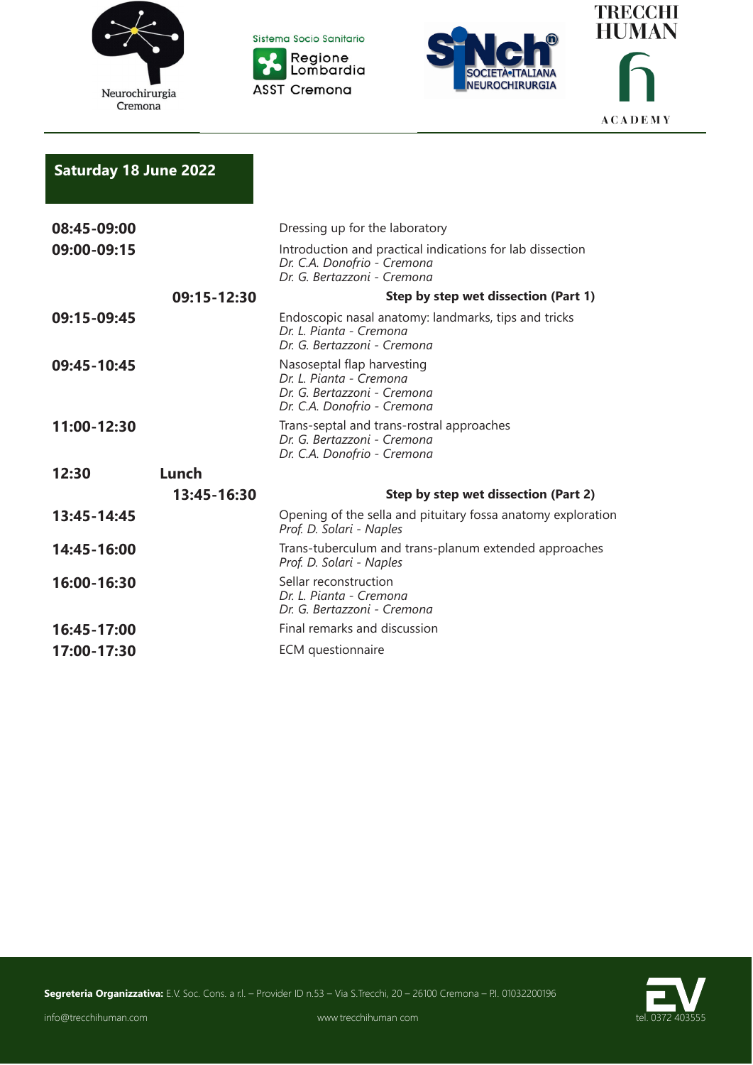## Saturday 18 June 2022

**08:45-09:00** Dressing up for the laboratory

**09:00-09:15** Introduction and practical indications for lab dissection
*Dr. C.A. Donofrio - Cremona*
*Dr. G. Bertazzoni - Cremona*

**09:15-12:30** **Step by step wet dissection (Part 1)**

**09:15-09:45** Endoscopic nasal anatomy: landmarks, tips and tricks
*Dr. L. Pianta - Cremona*
*Dr. G. Bertazzoni - Cremona*

**09:45-10:45** Nasoseptal flap harvesting
*Dr. L. Pianta - Cremona*
*Dr. G. Bertazzoni - Cremona*
*Dr. C.A. Donofrio - Cremona*

**11:00-12:30** Trans-septal and trans-rostral approaches
*Dr. G. Bertazzoni - Cremona*
*Dr. C.A. Donofrio - Cremona*

**12:30** **Lunch**

**13:45-16:30** **Step by step wet dissection (Part 2)**

**13:45-14:45** Opening of the sella and pituitary fossa anatomy exploration
*Prof. D. Solari - Naples*

**14:45-16:00** Trans-tuberculum and trans-planum extended approaches
*Prof. D. Solari - Naples*

**16:00-16:30** Sellar reconstruction
*Dr. L. Pianta - Cremona*
*Dr. G. Bertazzoni - Cremona*

**16:45-17:00** Final remarks and discussion

**17:00-17:30** ECM questionnaire

**Segreteria Organizzativa:** E.V. Soc. Cons. a r.l. – Provider ID n.53 – Via S.Trecchi, 20 – 26100 Cremona – P.I. 01032200196

info@trecchihuman.com www.trecchihuman.com tel. 0372 403555